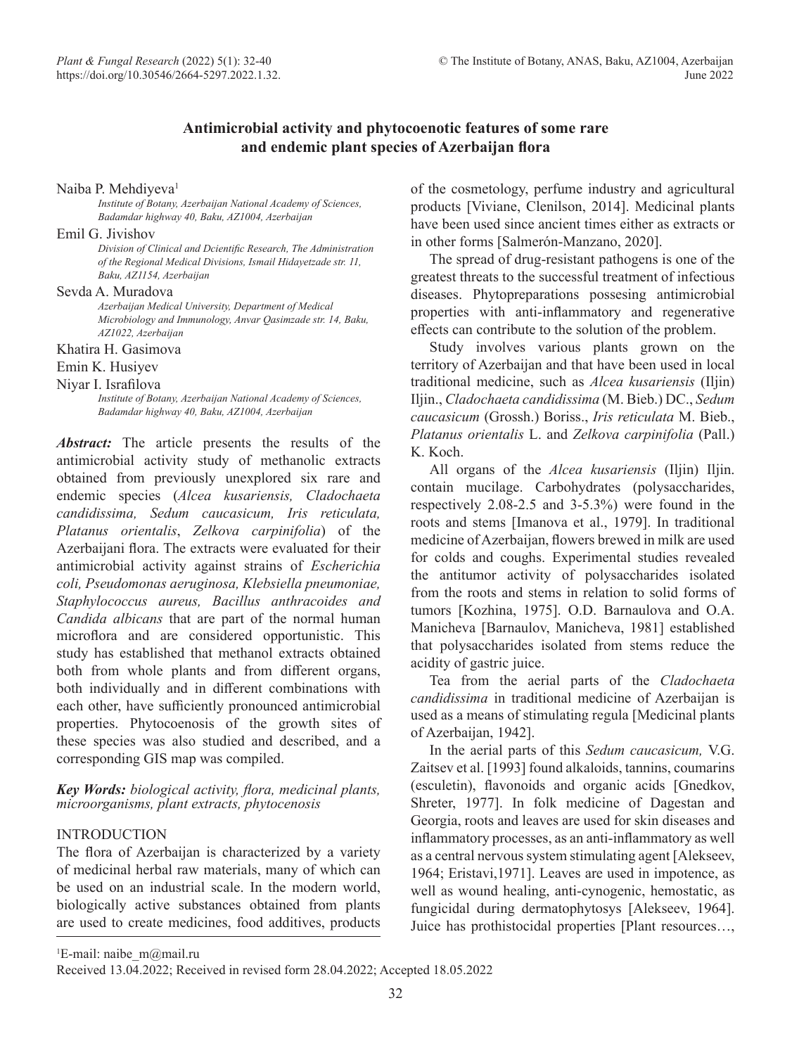# Antimicrobial activity and phytocoenotic features of some rare and endemic plant species of Azerbaijan flora

Naiba P. Mehdiyeva[1]

*Institute of Botany, Azerbaijan National Academy of Sciences, Badamdar highway 40, Baku, AZ1004, Azerbaijan*

Emil G. Jivishov

*Division of Clinical and Dcientific Research, The Administration of the Regional Medical Divisions, Ismail Hidayetzade str. 11, Baku, AZ1154, Azerbaijan*

Sevda A. Muradova

*Azerbaijan Medical University, Department of Medical Microbiology and Immunology, Anvar Qasimzade str. 14, Baku, AZ1022, Azerbaijan*

Khatira H. Gasimova

Emin K. Husiyev

Niyar I. Israfilova

*Institute of Botany, Azerbaijan National Academy of Sciences, Badamdar highway 40, Baku, AZ1004, Azerbaijan*

***Abstract:*** The article presents the results of the antimicrobial activity study of methanolic extracts obtained from previously unexplored six rare and endemic species (*Alcea kusariensis, Cladochaeta candidissima, Sedum caucasicum, Iris reticulata, Platanus orientalis*, *Zelkova carpinifolia*) of the Azerbaijani flora. The extracts were evaluated for their antimicrobial activity against strains of *Escherichia coli, Pseudomonas aeruginosa, Klebsiella pneumoniae, Staphylococcus aureus, Bacillus anthracoides and Candida albicans* that are part of the normal human microflora and are considered opportunistic. This study has established that methanol extracts obtained both from whole plants and from different organs, both individually and in different combinations with each other, have sufficiently pronounced antimicrobial properties. Phytocoenosis of the growth sites of these species was also studied and described, and a corresponding GIS map was compiled.

***Key Words:*** *biological activity, flora, medicinal plants, microorganisms, plant extracts, phytocenosis*

## INTRODUCTION

The flora of Azerbaijan is characterized by a variety of medicinal herbal raw materials, many of which can be used on an industrial scale. In the modern world, biologically active substances obtained from plants are used to create medicines, food additives, products of the cosmetology, perfume industry and agricultural products [Viviane, Clenilson, 2014]. Medicinal plants have been used since ancient times either as extracts or in other forms [Salmerón-Manzano, 2020].

The spread of drug-resistant pathogens is one of the greatest threats to the successful treatment of infectious diseases. Phytopreparations possesing antimicrobial properties with anti-inflammatory and regenerative effects can contribute to the solution of the problem.

Study involves various plants grown on the territory of Azerbaijan and that have been used in local traditional medicine, such as *Alcea kusariensis* (Iljin) Iljin., *Cladochaeta candidissima* (M. Bieb.) DC., *Sedum caucasicum* (Grossh.) Boriss., *Iris reticulata* M. Bieb., *Platanus orientalis* L. and *Zelkova carpinifolia* (Pall.) K. Koch.

All organs of the *Alcea kusariensis* (Iljin) Iljin. contain mucilage. Carbohydrates (polysaccharides, respectively 2.08-2.5 and 3-5.3%) were found in the roots and stems [Imanova et al., 1979]. In traditional medicine of Azerbaijan, flowers brewed in milk are used for colds and coughs. Experimental studies revealed the antitumor activity of polysaccharides isolated from the roots and stems in relation to solid forms of tumors [Kozhina, 1975]. O.D. Barnaulova and O.A. Manicheva [Barnaulov, Manicheva, 1981] established that polysaccharides isolated from stems reduce the acidity of gastric juice.

Tea from the aerial parts of the *Cladochaeta candidissima* in traditional medicine of Azerbaijan is used as a means of stimulating regula [Medicinal plants of Azerbaijan, 1942].

In the aerial parts of this *Sedum caucasicum,* V.G. Zaitsev et al. [1993] found alkaloids, tannins, coumarins (esculetin), flavonoids and organic acids [Gnedkov, Shreter, 1977]. In folk medicine of Dagestan and Georgia, roots and leaves are used for skin diseases and inflammatory processes, as an anti-inflammatory as well as a central nervous system stimulating agent [Alekseev, 1964; Eristavi,1971]. Leaves are used in impotence, as well as wound healing, anti-cynogenic, hemostatic, as fungicidal during dermatophytosys [Alekseev, 1964]. Juice has prothistocidal properties [Plant resources…,

[1]E-mail: naibe_m@mail.ru

Received 13.04.2022; Received in revised form 28.04.2022; Accepted 18.05.2022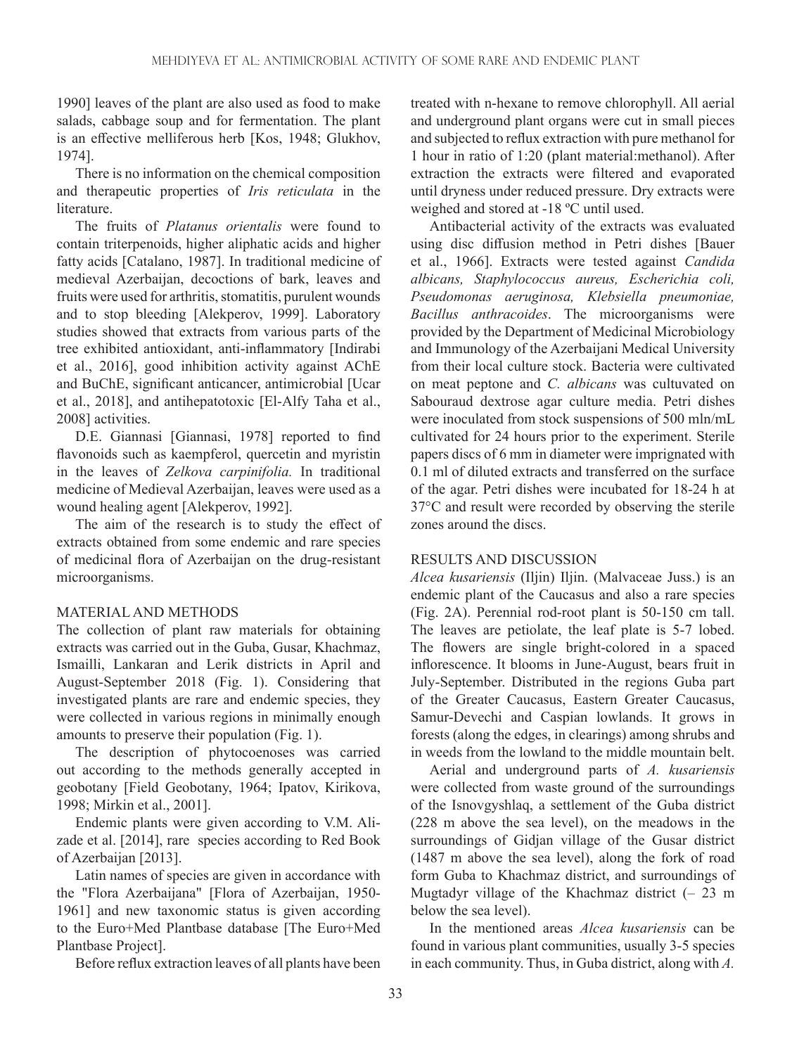1990] leaves of the plant are also used as food to make salads, cabbage soup and for fermentation. The plant is an effective melliferous herb [Kos, 1948; Glukhov, 1974].

There is no information on the chemical composition and therapeutic properties of *Iris reticulata* in the literature.

The fruits of *Platanus orientalis* were found to contain triterpenoids, higher aliphatic acids and higher fatty acids [Catalano, 1987]. In traditional medicine of medieval Azerbaijan, decoctions of bark, leaves and fruits were used for arthritis, stomatitis, purulent wounds and to stop bleeding [Alekperov, 1999]. Laboratory studies showed that extracts from various parts of the tree exhibited antioxidant, anti-inflammatory [Indirabi et al., 2016], good inhibition activity against AChE and BuChE, significant anticancer, antimicrobial [Ucar et al., 2018], and antihepatotoxic [El-Alfy Taha et al., 2008] activities.

D.E. Giannasi [Giannasi, 1978] reported to find flavonoids such as kaempferol, quercetin and myristin in the leaves of *Zelkova carpinifolia.* In traditional medicine of Medieval Azerbaijan, leaves were used as a wound healing agent [Alekperov, 1992].

The aim of the research is to study the effect of extracts obtained from some endemic and rare species of medicinal flora of Azerbaijan on the drug-resistant microorganisms.

## MATERIAL AND METHODS

The collection of plant raw materials for obtaining extracts was carried out in the Guba, Gusar, Khachmaz, Ismailli, Lankaran and Lerik districts in April and August-September 2018 (Fig. 1). Considering that investigated plants are rare and endemic species, they were collected in various regions in minimally enough amounts to preserve their population (Fig. 1).

The description of phytocoenoses was carried out according to the methods generally accepted in geobotany [Field Geobotany, 1964; Ipatov, Kirikova, 1998; Mirkin et al., 2001].

Endemic plants were given according to V.M. Alizade et al. [2014], rare species according to Red Book of Azerbaijan [2013].

Latin names of species are given in accordance with the "Flora Azerbaijana" [Flora of Azerbaijan, 1950-1961] and new taxonomic status is given according to the Euro+Med Plantbase database [The Euro+Med Plantbase Project].

Before reflux extraction leaves of all plants have been treated with n-hexane to remove chlorophyll. All aerial and underground plant organs were cut in small pieces and subjected to reflux extraction with pure methanol for 1 hour in ratio of 1:20 (plant material:methanol). After extraction the extracts were filtered and evaporated until dryness under reduced pressure. Dry extracts were weighed and stored at -18 ºC until used.

Antibacterial activity of the extracts was evaluated using disc diffusion method in Petri dishes [Bauer et al., 1966]. Extracts were tested against *Candida albicans, Staphylococcus aureus, Escherichia coli, Pseudomonas aeruginosa, Klebsiella pneumoniae, Bacillus anthracoides*. The microorganisms were provided by the Department of Medicinal Microbiology and Immunology of the Azerbaijani Medical University from their local culture stock. Bacteria were cultivated on meat peptone and *C. albicans* was cultuvated on Sabouraud dextrose agar culture media. Petri dishes were inoculated from stock suspensions of 500 mln/mL cultivated for 24 hours prior to the experiment. Sterile papers discs of 6 mm in diameter were imprignated with 0.1 ml of diluted extracts and transferred on the surface of the agar. Petri dishes were incubated for 18-24 h at 37°C and result were recorded by observing the sterile zones around the discs.

## RESULTS AND DISCUSSION

*Alcea kusariensis* (Iljin) Iljin. (Malvaceae Juss.) is an endemic plant of the Caucasus and also a rare species (Fig. 2A). Perennial rod-root plant is 50-150 cm tall. The leaves are petiolate, the leaf plate is 5-7 lobed. The flowers are single bright-colored in a spaced inflorescence. It blooms in June-August, bears fruit in July-September. Distributed in the regions Guba part of the Greater Caucasus, Eastern Greater Caucasus, Samur-Devechi and Caspian lowlands. It grows in forests (along the edges, in clearings) among shrubs and in weeds from the lowland to the middle mountain belt.

Aerial and underground parts of *A. kusariensis* were collected from waste ground of the surroundings of the Isnovgyshlaq, a settlement of the Guba district (228 m above the sea level), on the meadows in the surroundings of Gidjan village of the Gusar district (1487 m above the sea level), along the fork of road form Guba to Khachmaz district, and surroundings of Mugtadyr village of the Khachmaz district (– 23 m below the sea level).

In the mentioned areas *Alcea kusariensis* can be found in various plant communities, usually 3-5 species in each community. Thus, in Guba district, along with *A.*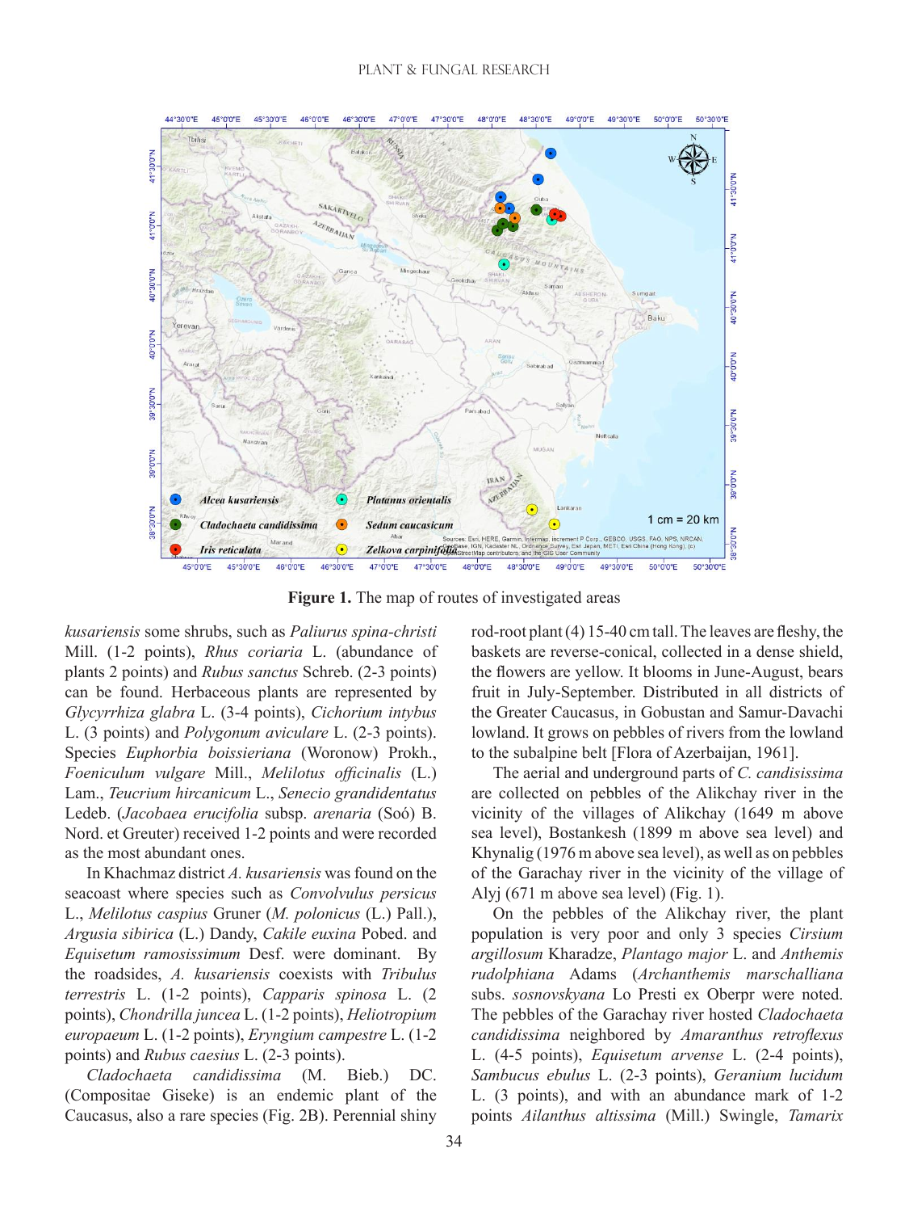**Figure 1.** The map of routes of investigated areas

*kusariensis* some shrubs, such as *Paliurus spina-christi* Mill. (1-2 points), *Rhus coriaria* L. (abundance of plants 2 points) and *Rubus sanctus* Schreb. (2-3 points) can be found. Herbaceous plants are represented by *Glycyrrhiza glabra* L. (3-4 points), *Cichorium intybus* L. (3 points) and *Polygonum aviculare* L. (2-3 points). Species *Euphorbia boissieriana* (Woronow) Prokh., *Foeniculum vulgare* Mill., *Melilotus officinalis* (L.) Lam., *Teucrium hircanicum* L., *Senecio grandidentatus* Ledeb. (*Jacobaea erucifolia* subsp. *arenaria* (Soó) B. Nord. et Greuter) received 1-2 points and were recorded as the most abundant ones.

In Khachmaz district *A. kusariensis* was found on the seacoast where species such as *Convolvulus persicus* L., *Melilotus caspius* Gruner (*M. polonicus* (L.) Pall.), *Argusia sibirica* (L.) Dandy, *Cakile euxina* Pobed. and *Equisetum ramosissimum* Desf. were dominant. By the roadsides, *A. kusariensis* coexists with *Tribulus terrestris* L. (1-2 points), *Capparis spinosa* L. (2 points), *Chondrilla juncea* L. (1-2 points), *Heliotropium europaeum* L. (1-2 points), *Eryngium campestre* L. (1-2 points) and *Rubus caesius* L. (2-3 points).

*Cladochaeta candidissima* (M. Bieb.) DC. (Compositae Giseke) is an endemic plant of the Caucasus, also a rare species (Fig. 2B). Perennial shiny rod-root plant (4) 15-40 cm tall. The leaves are fleshy, the baskets are reverse-conical, collected in a dense shield, the flowers are yellow. It blooms in June-August, bears fruit in July-September. Distributed in all districts of the Greater Caucasus, in Gobustan and Samur-Davachi lowland. It grows on pebbles of rivers from the lowland to the subalpine belt [Flora of Azerbaijan, 1961].

The aerial and underground parts of *C. candisissima* are collected on pebbles of the Alikchay river in the vicinity of the villages of Alikchay (1649 m above sea level), Bostankesh (1899 m above sea level) and Khynalig (1976 m above sea level), as well as on pebbles of the Garachay river in the vicinity of the village of Alyj (671 m above sea level) (Fig. 1).

On the pebbles of the Alikchay river, the plant population is very poor and only 3 species *Cirsium argillosum* Kharadze, *Plantago major* L. and *Anthemis rudolphiana* Adams (*Archanthemis marschalliana* subs. *sosnovskyana* Lo Presti ex Oberpr were noted. The pebbles of the Garachay river hosted *Cladochaeta candidissima* neighbored by *Amaranthus retroflexus* L. (4-5 points), *Equisetum arvense* L. (2-4 points), *Sambucus ebulus* L. (2-3 points), *Geranium lucidum* L. (3 points), and with an abundance mark of 1-2 points *Ailanthus altissima* (Mill.) Swingle, *Tamarix*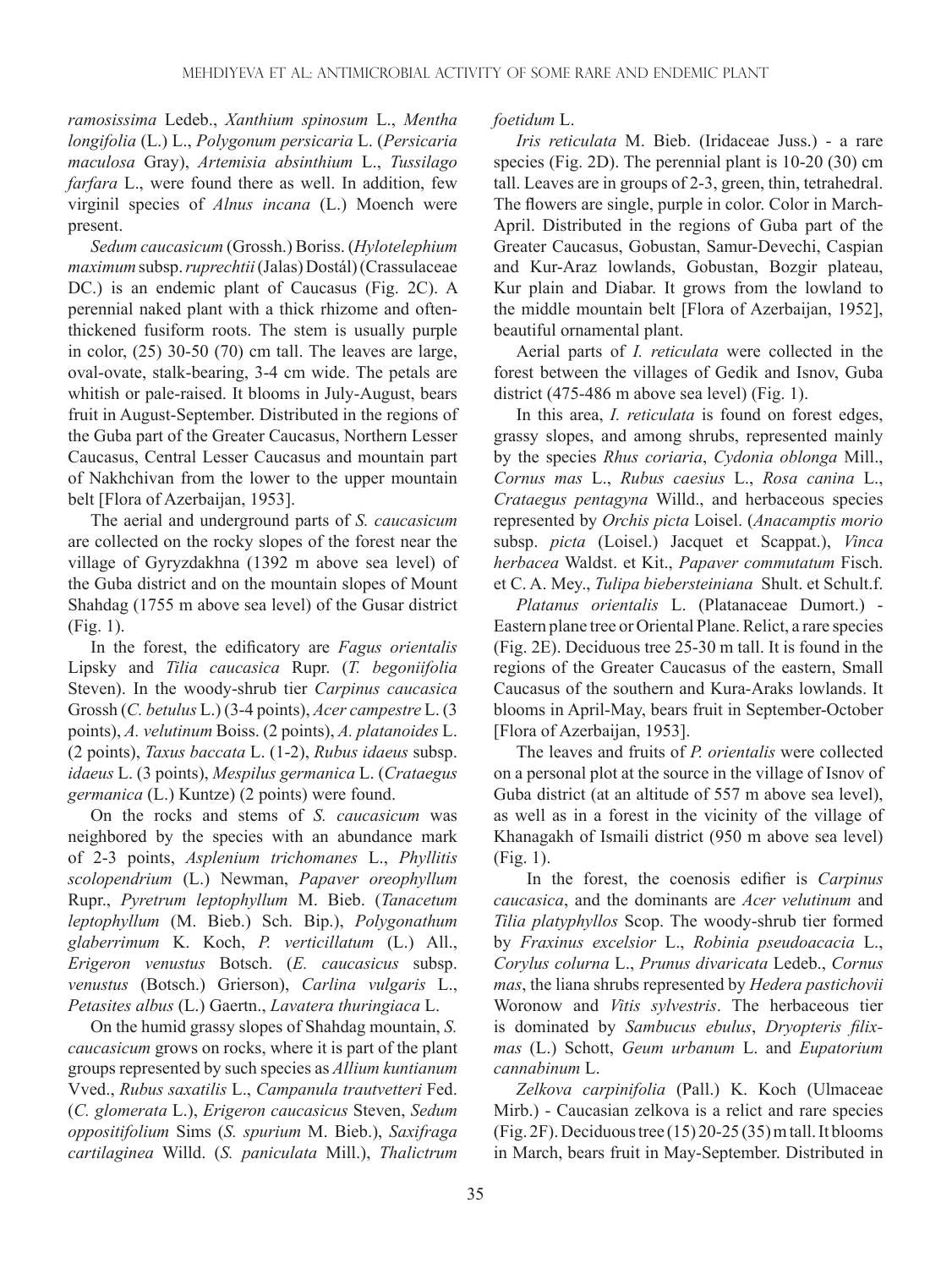*ramosissima* Ledeb., *Xanthium spinosum* L., *Mentha longifolia* (L.) L., *Polygonum persicaria* L. (*Persicaria maculosa* Gray), *Artemisia absinthium* L., *Tussilago farfara* L., were found there as well. In addition, few virginil species of *Alnus incana* (L.) Moench were present.

*Sedum caucasicum* (Grossh.) Boriss. (*Hylotelephium maximum* subsp. *ruprechtii* (Jalas) Dostál) (Crassulaceae DC.) is an endemic plant of Caucasus (Fig. 2C). A perennial naked plant with a thick rhizome and often-thickened fusiform roots. The stem is usually purple in color, (25) 30-50 (70) cm tall. The leaves are large, oval-ovate, stalk-bearing, 3-4 cm wide. The petals are whitish or pale-raised. It blooms in July-August, bears fruit in August-September. Distributed in the regions of the Guba part of the Greater Caucasus, Northern Lesser Caucasus, Central Lesser Caucasus and mountain part of Nakhchivan from the lower to the upper mountain belt [Flora of Azerbaijan, 1953].

The aerial and underground parts of *S. caucasicum* are collected on the rocky slopes of the forest near the village of Gyryzdakhna (1392 m above sea level) of the Guba district and on the mountain slopes of Mount Shahdag (1755 m above sea level) of the Gusar district (Fig. 1).

In the forest, the edificatory are *Fagus orientalis* Lipsky and *Tilia caucasica* Rupr. (*T. begoniifolia* Steven). In the woody-shrub tier *Carpinus caucasica* Grossh (*C. betulus* L.) (3-4 points), *Acer campestre* L. (3 points), *A. velutinum* Boiss. (2 points), *A. platanoides* L. (2 points), *Taxus baccata* L. (1-2), *Rubus idaeus* subsp. *idaeus* L. (3 points), *Mespilus germanica* L. (*Crataegus germanica* (L.) Kuntze) (2 points) were found.

On the rocks and stems of *S. caucasicum* was neighbored by the species with an abundance mark of 2-3 points, *Asplenium trichomanes* L., *Phyllitis scolopendrium* (L.) Newman, *Papaver oreophyllum* Rupr., *Pyretrum leptophyllum* M. Bieb. (*Tanacetum leptophyllum* (M. Bieb.) Sch. Bip.), *Polygonathum glaberrimum* K. Koch, *P. verticillatum* (L.) All., *Erigeron venustus* Botsch. (*E. caucasicus* subsp. *venustus* (Botsch.) Grierson), *Carlina vulgaris* L., *Petasites albus* (L.) Gaertn., *Lavatera thuringiaca* L.

On the humid grassy slopes of Shahdag mountain, *S. caucasicum* grows on rocks, where it is part of the plant groups represented by such species as *Allium kuntianum* Vved., *Rubus saxatilis* L., *Campanula trautvetteri* Fed. (*C. glomerata* L.), *Erigeron caucasicus* Steven, *Sedum oppositifolium* Sims (*S. spurium* M. Bieb.), *Saxifraga cartilaginea* Willd. (*S. paniculata* Mill.), *Thalictrum foetidum* L.

*Iris reticulata* M. Bieb. (Iridaceae Juss.) - a rare species (Fig. 2D). The perennial plant is 10-20 (30) cm tall. Leaves are in groups of 2-3, green, thin, tetrahedral. The flowers are single, purple in color. Color in March-April. Distributed in the regions of Guba part of the Greater Caucasus, Gobustan, Samur-Devechi, Caspian and Kur-Araz lowlands, Gobustan, Bozgir plateau, Kur plain and Diabar. It grows from the lowland to the middle mountain belt [Flora of Azerbaijan, 1952], beautiful ornamental plant.

Aerial parts of *I. reticulata* were collected in the forest between the villages of Gedik and Isnov, Guba district (475-486 m above sea level) (Fig. 1).

In this area, *I. reticulata* is found on forest edges, grassy slopes, and among shrubs, represented mainly by the species *Rhus coriaria*, *Cydonia oblonga* Mill., *Cornus mas* L., *Rubus caesius* L., *Rosa canina* L., *Crataegus pentagyna* Willd., and herbaceous species represented by *Orchis picta* Loisel. (*Anacamptis morio* subsp. *picta* (Loisel.) Jacquet et Scappat.), *Vinca herbacea* Waldst. et Kit., *Papaver commutatum* Fisch. et C. A. Mey., *Tulipa biebersteiniana* Shult. et Schult.f.

*Platanus orientalis* L. (Platanaceae Dumort.) - Eastern plane tree or Oriental Plane. Relict, a rare species (Fig. 2E). Deciduous tree 25-30 m tall. It is found in the regions of the Greater Caucasus of the eastern, Small Caucasus of the southern and Kura-Araks lowlands. It blooms in April-May, bears fruit in September-October [Flora of Azerbaijan, 1953].

The leaves and fruits of *P. orientalis* were collected on a personal plot at the source in the village of Isnov of Guba district (at an altitude of 557 m above sea level), as well as in a forest in the vicinity of the village of Khanagakh of Ismaili district (950 m above sea level) (Fig. 1).

In the forest, the coenosis edifier is *Carpinus caucasica*, and the dominants are *Acer velutinum* and *Tilia platyphyllos* Scop. The woody-shrub tier formed by *Fraxinus excelsior* L., *Robinia pseudoacacia* L., *Corylus colurna* L., *Prunus divaricata* Ledeb., *Cornus mas*, the liana shrubs represented by *Hedera pastichovii* Woronow and *Vitis sylvestris*. The herbaceous tier is dominated by *Sambucus ebulus*, *Dryopteris filix-mas* (L.) Schott, *Geum urbanum* L. and *Eupatorium cannabinum* L.

*Zelkova carpinifolia* (Pall.) K. Koch (Ulmaceae Mirb.) - Caucasian zelkova is a relict and rare species (Fig. 2F). Deciduous tree (15) 20-25 (35) m tall. It blooms in March, bears fruit in May-September. Distributed in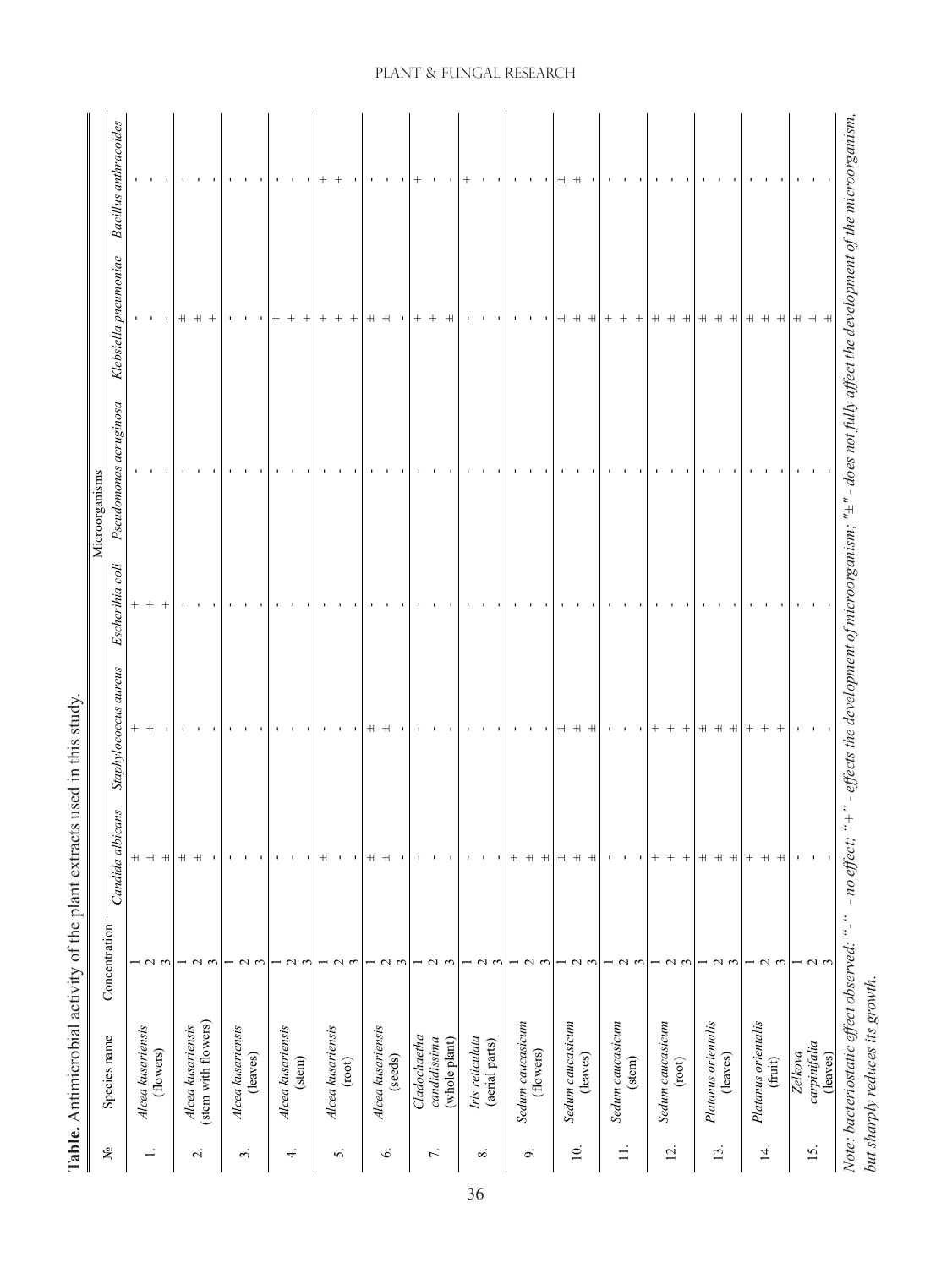**Table.** Antimicrobial activity of the plant extracts used in this study.

| № | Species name | Concentration | Microorganisms | | | | | |
|---|---|---|---|---|---|---|---|---|
| | | | *Candida albicans* | *Staphylococcus aureus* | *Escherichia coli* | *Pseudomonas aeruginosa* | *Klebsiella pneumoniae* | *Bacillus anthracoides* |
| 1. | *Alcea kusariensis* (flowers) | 1 | ± | + | + | - | - | - |
| | | 2 | ± | + | + | - | - | - |
| | | 3 | ± | - | + | - | - | - |
| 2. | *Alcea kusariensis* (stem with flowers) | 1 | ± | - | - | - | ± | - |
| | | 2 | ± | - | - | - | ± | - |
| | | 3 | - | - | - | - | ± | - |
| 3. | *Alcea kusariensis* (leaves) | 1 | - | - | - | - | - | - |
| | | 2 | - | - | - | - | - | - |
| | | 3 | - | - | - | - | - | - |
| 4. | *Alcea kusariensis* (stem) | 1 | - | - | - | - | + | - |
| | | 2 | - | - | - | - | + | - |
| | | 3 | - | - | - | - | + | - |
| 5. | *Alcea kusariensis* (root) | 1 | ± | - | - | - | + | + |
| | | 2 | - | - | - | - | + | + |
| | | 3 | - | - | - | - | + | - |
| 6. | *Alcea kusariensis* (seeds) | 1 | ± | ± | - | - | ± | - |
| | | 2 | ± | ± | - | - | ± | - |
| | | 3 | - | - | - | - | - | - |
| 7. | *Cladochaetha candidissima* (whole plant) | 1 | - | - | - | - | + | + |
| | | 2 | - | - | - | - | + | - |
| | | 3 | - | - | - | - | ± | - |
| 8. | *Iris reticulata* (aerial parts) | 1 | - | - | - | - | - | + |
| | | 2 | - | - | - | - | - | - |
| | | 3 | - | - | - | - | - | - |
| 9. | *Sedum caucasicum* (flowers) | 1 | ± | - | - | - | - | - |
| | | 2 | ± | - | - | - | - | - |
| | | 3 | ± | - | - | - | - | - |
| 10. | *Sedum caucasicum* (leaves) | 1 | ± | ± | - | - | ± | ± |
| | | 2 | ± | ± | - | - | ± | ± |
| | | 3 | ± | ± | - | - | ± | - |
| 11. | *Sedum caucasicum* (stem) | 1 | - | - | - | - | + | - |
| | | 2 | - | - | - | - | + | - |
| | | 3 | - | - | - | - | + | - |
| 12. | *Sedum caucasicum* (root) | 1 | + | + | - | - | ± | - |
| | | 2 | + | + | - | - | ± | - |
| | | 3 | + | + | - | - | ± | - |
| 13. | *Platanus orientalis* (leaves) | 1 | ± | ± | - | - | ± | - |
| | | 2 | ± | ± | - | - | ± | - |
| | | 3 | ± | ± | - | - | ± | - |
| 14. | *Platanus orientalis* (fruit) | 1 | + | + | - | - | ± | - |
| | | 2 | ± | + | - | - | ± | - |
| | | 3 | ± | + | - | - | ± | - |
| 15. | *Zelkova carpinifalia* (leaves) | 1 | - | - | - | - | ± | - |
| | | 2 | - | - | - | - | ± | - |
| | | 3 | - | - | - | - | ± | - |

*Note: bacteriostatic effect observed: "-" - no effect; "+" - effects the development of microorganism; "±" - does not fully affect the development of the microorganism, but sharply reduces its growth.*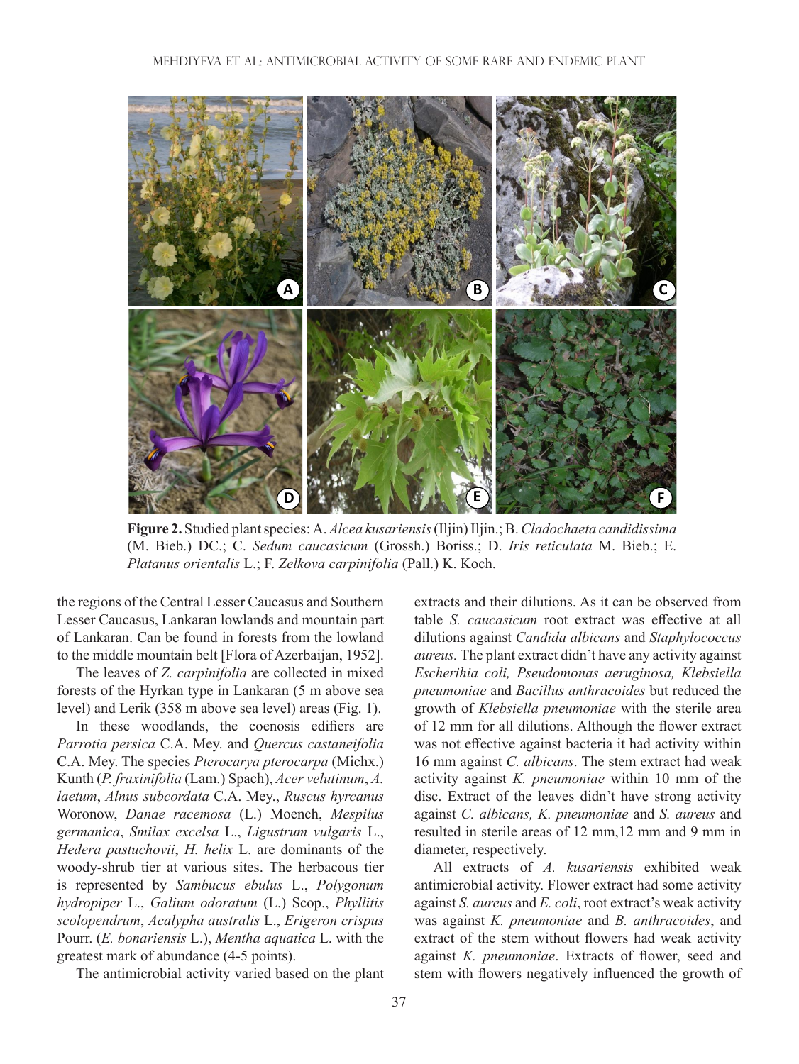**Figure 2.** Studied plant species: A. *Alcea kusariensis* (Iljin) Iljin.; B. *Cladochaeta candidissima* (M. Bieb.) DC.; C. *Sedum caucasicum* (Grossh.) Boriss.; D. *Iris reticulata* M. Bieb.; E. *Platanus orientalis* L.; F. *Zelkova carpinifolia* (Pall.) K. Koch.

the regions of the Central Lesser Caucasus and Southern Lesser Caucasus, Lankaran lowlands and mountain part of Lankaran. Can be found in forests from the lowland to the middle mountain belt [Flora of Azerbaijan, 1952].

The leaves of *Z. carpinifolia* are collected in mixed forests of the Hyrkan type in Lankaran (5 m above sea level) and Lerik (358 m above sea level) areas (Fig. 1).

In these woodlands, the coenosis edifiers are *Parrotia persica* C.A. Mey. and *Quercus castaneifolia* C.A. Mey. The species *Pterocarya pterocarpa* (Michx.) Kunth (*P. fraxinifolia* (Lam.) Spach), *Acer velutinum*, *A. laetum*, *Alnus subcordata* C.A. Mey., *Ruscus hyrcanus* Woronow, *Danae racemosa* (L.) Moench, *Mespilus germanica*, *Smilax excelsa* L., *Ligustrum vulgaris* L., *Hedera pastuchovii*, *H. helix* L. are dominants of the woody-shrub tier at various sites. The herbacous tier is represented by *Sambucus ebulus* L., *Polygonum hydropiper* L., *Galium odoratum* (L.) Scop., *Phyllitis scolopendrum*, *Acalypha australis* L., *Erigeron crispus* Pourr. (*E. bonariensis* L.), *Mentha aquatica* L. with the greatest mark of abundance (4-5 points).

The antimicrobial activity varied based on the plant extracts and their dilutions. As it can be observed from table *S. caucasicum* root extract was effective at all dilutions against *Candida albicans* and *Staphylococcus aureus.* The plant extract didn't have any activity against *Escherihia coli, Pseudomonas aeruginosa, Klebsiella pneumoniae* and *Bacillus anthracoides* but reduced the growth of *Klebsiella pneumoniae* with the sterile area of 12 mm for all dilutions. Although the flower extract was not effective against bacteria it had activity within 16 mm against *C. albicans*. The stem extract had weak activity against *K. pneumoniae* within 10 mm of the disc. Extract of the leaves didn't have strong activity against *C. albicans, K. pneumoniae* and *S. aureus* and resulted in sterile areas of 12 mm,12 mm and 9 mm in diameter, respectively.

All extracts of *A. kusariensis* exhibited weak antimicrobial activity. Flower extract had some activity against *S. aureus* and *E. coli*, root extract's weak activity was against *K. pneumoniae* and *B. anthracoides*, and extract of the stem without flowers had weak activity against *K. pneumoniae*. Extracts of flower, seed and stem with flowers negatively influenced the growth of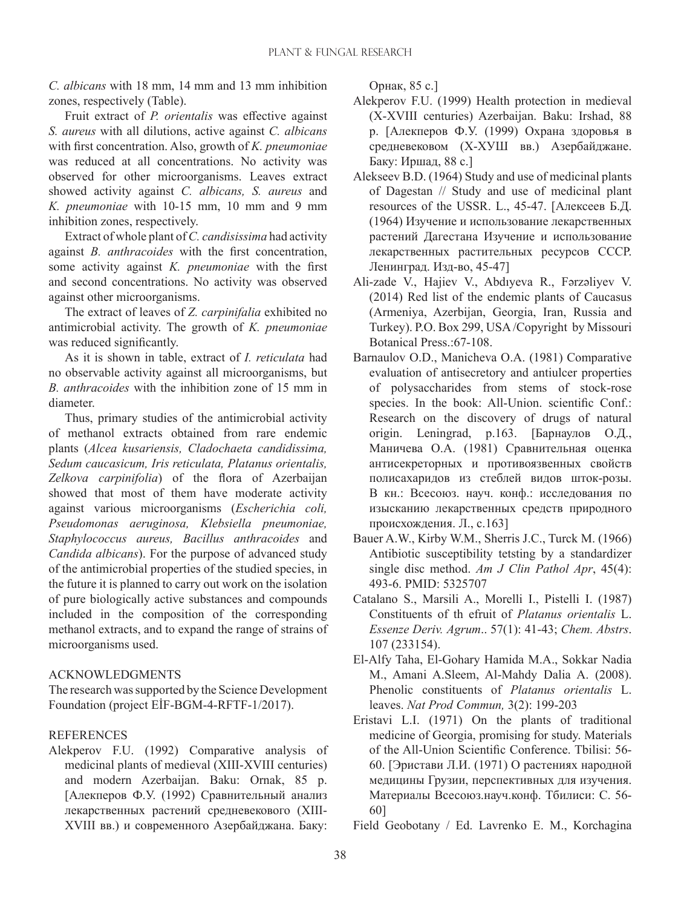*C. albicans* with 18 mm, 14 mm and 13 mm inhibition zones, respectively (Table).

Fruit extract of *P. orientalis* was effective against *S. aureus* with all dilutions, active against *C. albicans* with first concentration. Also, growth of *K. pneumoniae* was reduced at all concentrations. No activity was observed for other microorganisms. Leaves extract showed activity against *C. albicans, S. aureus* and *K. pneumoniae* with 10-15 mm, 10 mm and 9 mm inhibition zones, respectively.

Extract of whole plant of *C. candisissima* had activity against *B. anthracoides* with the first concentration, some activity against *K. pneumoniae* with the first and second concentrations. No activity was observed against other microorganisms.

The extract of leaves of *Z. carpinifalia* exhibited no antimicrobial activity. The growth of *K. pneumoniae* was reduced significantly.

As it is shown in table, extract of *I. reticulata* had no observable activity against all microorganisms, but *B. anthracoides* with the inhibition zone of 15 mm in diameter.

Thus, primary studies of the antimicrobial activity of methanol extracts obtained from rare endemic plants (*Alcea kusariensis, Cladochaeta candidissima, Sedum caucasicum, Iris reticulata, Platanus orientalis, Zelkova carpinifolia*) of the flora of Azerbaijan showed that most of them have moderate activity against various microorganisms (*Escherichia coli, Pseudomonas aeruginosa, Klebsiella pneumoniae, Staphylococcus aureus, Bacillus anthracoides* and *Candida albicans*). For the purpose of advanced study of the antimicrobial properties of the studied species, in the future it is planned to carry out work on the isolation of pure biologically active substances and compounds included in the composition of the corresponding methanol extracts, and to expand the range of strains of microorganisms used.

## ACKNOWLEDGMENTS

The research was supported by the Science Development Foundation (project EİF-BGM-4-RFTF-1/2017).

## REFERENCES

Alekperov F.U. (1992) Comparative analysis of medicinal plants of medieval (XIII-XVIII centuries) and modern Azerbaijan. Baku: Ornak, 85 p. [Алекперов Ф.У. (1992) Сравнительный анализ лекарственных растений средневекового (XIII-XVIII вв.) и современного Азербайджана. Баку: Орнак, 85 с.]

Alekperov F.U. (1999) Health protection in medieval (X-XVIII centuries) Azerbaijan. Baku: Irshad, 88 p. [Алекперов Ф.У. (1999) Охрана здоровья в средневековом (X-XУШ вв.) Азербайджане. Баку: Иршад, 88 с.]

Alekseev B.D. (1964) Study and use of medicinal plants of Dagestan // Study and use of medicinal plant resources of the USSR. L., 45-47. [Алексеев Б.Д. (1964) Изучение и использование лекарственных растений Дагестана Изучение и использование лекарственных растительных ресурсов СССР. Ленинград. Изд-во, 45-47]

Ali-zade V., Hajiev V., Abdıyeva R., Fərzəliyev V. (2014) Red list of the endemic plants of Caucasus (Armeniya, Azerbijan, Georgia, Iran, Russia and Turkey). P.O. Box 299, USA /Copyright by Missouri Botanical Press.:67-108.

Barnaulov O.D., Manicheva O.A. (1981) Comparative evaluation of antisecretory and antiulcer properties of polysaccharides from stems of stock-rose species. In the book: All-Union. scientific Conf.: Research on the discovery of drugs of natural origin. Leningrad, p.163. [Барнаулов О.Д., Маничева О.А. (1981) Сравнительная оценка антисекреторных и противоязвенных свойств полисахаридов из стеблей видов шток-розы. В кн.: Всесоюз. науч. конф.: исследования по изысканию лекарственных средств природного происхождения. Л., с.163]

Bauer A.W., Kirby W.M., Sherris J.C., Turck M. (1966) Antibiotic susceptibility tetsting by a standardizer single disc method. *Am J Clin Pathol Apr*, 45(4): 493-6. PMID: 5325707

Catalano S., Marsili A., Morelli I., Pistelli I. (1987) Constituents of th efruit of *Platanus orientalis* L. *Essenze Deriv. Agrum*.. 57(1): 41-43; *Chem. Abstrs*. 107 (233154).

El-Alfy Taha, El-Gohary Hamida M.A., Sokkar Nadia M., Amani A.Sleem, Al-Mahdy Dalia A. (2008). Phenolic constituents of *Platanus orientalis* L. leaves. *Nat Prod Commun,* 3(2): 199-203

Eristavi L.I. (1971) On the plants of traditional medicine of Georgia, promising for study. Materials of the All-Union Scientific Conference. Tbilisi: 56-60. [Эристави Л.И. (1971) О растениях народной медицины Грузии, перспективных для изучения. Материалы Всесоюз.науч.конф. Тбилиси: С. 56-60]

Field Geobotany / Ed. Lavrenko E. M., Korchagina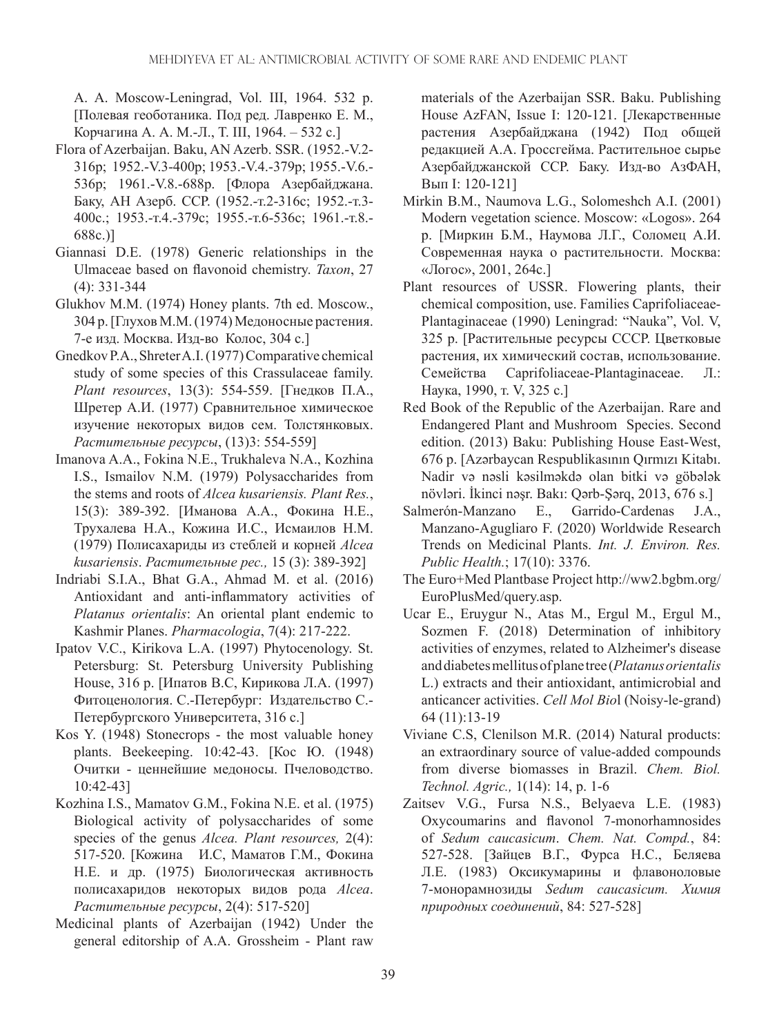A. A. Moscow-Leningrad, Vol. III, 1964. 532 p. [Полевая геоботаника. Под ред. Лавренко Е. М., Корчагина А. А. М.-Л., Т. III, 1964. – 532 с.]

Flora of Azerbaijan. Baku, AN Azerb. SSR. (1952.-V.2-316p; 1952.-V.3-400p; 1953.-V.4.-379p; 1955.-V.6.-536p; 1961.-V.8.-688p. [Флора Азербайджана. Баку, АН Азерб. ССР. (1952.-т.2-316с; 1952.-т.3-400с.; 1953.-т.4.-379с; 1955.-т.6-536с; 1961.-т.8.-688с.)]

Giannasi D.E. (1978) Generic relationships in the Ulmaceae based on flavonoid chemistry. *Taxon*, 27 (4): 331-344

Glukhov M.M. (1974) Honey plants. 7th ed. Moscow., 304 p. [Глухов М.М. (1974) Медоносные растения. 7-е изд. Москва. Изд-во Колос, 304 с.]

Gnedkov P.A., Shreter A.I. (1977) Comparative chemical study of some species of this Crassulaceae family. *Plant resources*, 13(3): 554-559. [Гнедков П.А., Шретер А.И. (1977) Сравнительное химическое изучение некоторых видов сем. Толстянковых. *Растительные ресурсы*, (13)3: 554-559]

Imanova A.A., Fokina N.E., Trukhaleva N.A., Kozhina I.S., Ismailov N.M. (1979) Polysaccharides from the stems and roots of *Alcea kusariensis. Plant Res.*, 15(3): 389-392. [Иманова А.А., Фокина Н.Е., Трухалева Н.А., Кожина И.С., Исмаилов Н.М. (1979) Полисахариды из стеблей и корней *Alcea kusariensis*. *Растительные рес.,* 15 (3): 389-392]

Indriabi S.I.A., Bhat G.A., Ahmad M. et al. (2016) Antioxidant and anti-inflammatory activities of *Platanus orientalis*: An oriental plant endemic to Kashmir Planes. *Pharmacologia*, 7(4): 217-222.

Ipatov V.C., Kirikova L.A. (1997) Phytocenology. St. Petersburg: St. Petersburg University Publishing House, 316 p. [Ипатов В.С, Кирикова Л.А. (1997) Фитоценология. С.-Петербург: Издательство С.-Петербургского Университета, 316 с.]

Kos Y. (1948) Stonecrops - the most valuable honey plants. Beekeeping. 10:42-43. [Кос Ю. (1948) Очитки - ценнейшие медоносы. Пчеловодство. 10:42-43]

Kozhina I.S., Mamatov G.M., Fokina N.E. et al. (1975) Biological activity of polysaccharides of some species of the genus *Alcea. Plant resources,* 2(4): 517-520. [Кожина И.С, Маматов Г.М., Фокина Н.Е. и др. (1975) Биологическая активность полисахаридов некоторых видов рода *Alcea*. *Растительные ресурсы*, 2(4): 517-520]

Medicinal plants of Azerbaijan (1942) Under the general editorship of A.A. Grossheim - Plant raw materials of the Azerbaijan SSR. Baku. Publishing House AzFAN, Issue I: 120-121. [Лекарственные растения Азербайджана (1942) Под общей редакцией А.А. Гроссгейма. Растительное сырье Азербайджанской ССР. Баку. Изд-во АзФАН, Вып I: 120-121]

Mirkin B.M., Naumova L.G., Solomeshch A.I. (2001) Modern vegetation science. Moscow: «Logos». 264 p. [Миркин Б.М., Наумова Л.Г., Соломец А.И. Современная наука о растительности. Москва: «Логос», 2001, 264с.]

Plant resources of USSR. Flowering plants, their chemical composition, use. Families Caprifoliaceae-Plantaginaceae (1990) Leningrad: "Nauka", Vol. V, 325 p. [Растительные ресурсы СССР. Цветковые растения, их химический состав, использование. Семейства Caprifoliaceae-Plantaginaceae. Л.: Наука, 1990, т. V, 325 с.]

Red Book of the Republic of the Azerbaijan. Rare and Endangered Plant and Mushroom Species. Second edition. (2013) Baku: Publishing House East-West, 676 p. [Azərbaycan Respublikasının Qırmızı Kitabı. Nadir və nəsli kəsilməkdə olan bitki və göbələk növləri. İkinci nəşr. Bakı: Qərb-Şərq, 2013, 676 s.]

Salmerón-Manzano E., Garrido-Cardenas J.A., Manzano-Agugliaro F. (2020) Worldwide Research Trends on Medicinal Plants. *Int. J. Environ. Res. Public Health.*; 17(10): 3376.

The Euro+Med Plantbase Project http://ww2.bgbm.org/EuroPlusMed/query.asp.

Ucar E., Eruygur N., Atas M., Ergul M., Ergul M., Sozmen F. (2018) Determination of inhibitory activities of enzymes, related to Alzheimer's disease and diabetes mellitus of plane tree (*Platanus orientalis* L.) extracts and their antioxidant, antimicrobial and anticancer activities. *Cell Mol Bio*l (Noisy-le-grand) 64 (11):13-19

Viviane C.S, Clenilson M.R. (2014) Natural products: an extraordinary source of value-added compounds from diverse biomasses in Brazil. *Chem. Biol. Technol. Agric.,* 1(14): 14, p. 1-6

Zaitsev V.G., Fursa N.S., Belyaeva L.E. (1983) Oxycoumarins and flavonol 7-monorhamnosides of *Sedum caucasicum*. *Chem. Nat. Compd.*, 84: 527-528. [Зайцев В.Г., Фурса Н.С., Беляева Л.Е. (1983) Оксикумарины и флавоноловые 7-монорамнозиды *Sedum caucasicum. Химия природных соединений*, 84: 527-528]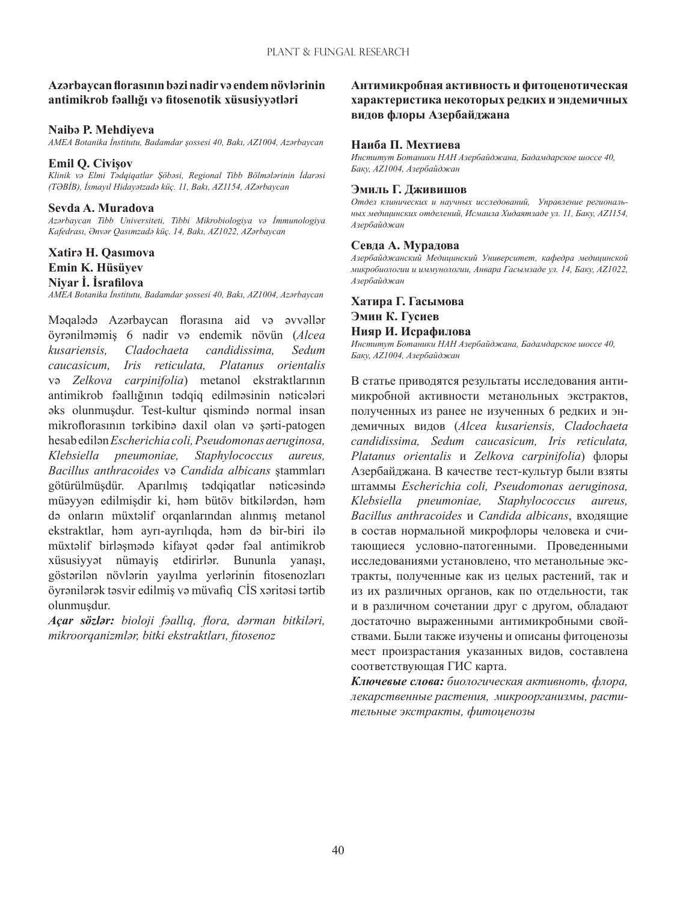## Azərbaycan florasının bəzi nadir və endem növlərinin antimikrob fəallığı və fitosenotik xüsusiyyətləri

**Naibə P. Mehdiyeva**
*AMEA Botanika İnstitutu, Badamdar şossesi 40, Bakı, AZ1004, Azərbaycan*

**Emil Q. Civişov**
*Klinik və Elmi Tədqiqatlar Şöbəsi, Regional Tibb Bölmələrinin İdarəsi (TƏBİB), İsmayıl Hidayətzadə küç. 11, Bakı, AZ1154, AZərbaycan*

**Sevda A. Muradova**
*Azərbaycan Tibb Universiteti, Tibbi Mikrobiologiya və İmmunologiya Kafedrası, Ənvər Qasımzadə küç. 14, Bakı, AZ1022, AZərbaycan*

**Xatirə H. Qasımova**
**Emin K. Hüsüyev**
**Niyar İ. İsrafilova**
*AMEA Botanika İnstitutu, Badamdar şossesi 40, Bakı, AZ1004, Azərbaycan*

Məqalədə Azərbaycan florasına aid və əvvəllər öyrənilməmiş 6 nadir və endemik növün (*Alcea kusariensis, Cladochaeta candidissima, Sedum caucasicum, Iris reticulata, Platanus orientalis* və *Zelkova carpinifolia*) metanol ekstraktlarının antimikrob fəallığının tədqiq edilməsinin nəticələri əks olunmuşdur. Test-kultur qismində normal insan mikroflorasının tərkibinə daxil olan və şərti-patogen hesab edilən *Escherichia coli, Pseudomonas aeruginosa, Klebsiella pneumoniae, Staphylococcus aureus, Bacillus anthracoides* və *Candida albicans* ştammları götürülmüşdür. Aparılmış tədqiqatlar nəticəsində müəyyən edilmişdir ki, həm bütöv bitkilərdən, həm də onların müxtəlif orqanlarından alınmış metanol ekstraktlar, həm ayrı-ayrılıqda, həm də bir-biri ilə müxtəlif birləşmədə kifayət qədər fəal antimikrob xüsusiyyət nümayiş etdirirlər. Bununla yanaşı, göstərilən növlərin yayılma yerlərinin fitosenozları öyrənilərək təsvir edilmiş və müvafiq CİS xəritəsi tərtib olunmuşdur.

***Açar sözlər:*** *bioloji fəallıq, flora, dərman bitkiləri, mikroorqanizmlər, bitki ekstraktları, fitosenoz*

## Антимикробная активность и фитоценотическая характеристика некоторых редких и эндемичных видов флоры Азербайджана

**Наиба П. Мехтиева**
*Институт Ботаники НАН Азербайджана, Бадамдарское шоссе 40, Баку, AZ1004, Азербайджан*

**Эмиль Г. Дживишов**
*Отдел клинических и научных исследований, Управление региональных медицинских отделений, Исмаила Хидаятзаде ул. 11, Баку, AZ1154, Азербайджан*

**Севда А. Мурадова**
*Азербайджанский Медицинский Университет, кафедра медицинской микробиологии и иммунологии, Анвара Гасымзаде ул. 14, Баку, AZ1022, Азербайджан*

**Хатира Г. Гасымова**
**Эмин К. Гусиев**
**Нияр И. Исрафилова**
*Институт Ботаники НАН Азербайджана, Бадамдарское шоссе 40, Баку, AZ1004, Азербайджан*

В статье приводятся результаты исследования антимикробной активности метанольных экстрактов, полученных из ранее не изученных 6 редких и эндемичных видов (*Alcea kusariensis, Cladochaeta candidissima, Sedum caucasicum, Iris reticulata, Platanus orientalis* и *Zelkova carpinifolia*) флоры Азербайджана. В качестве тест-культур были взяты штаммы *Escherichia coli, Pseudomonas aeruginosa, Klebsiella pneumoniae, Staphylococcus aureus, Bacillus anthracoides* и *Candida albicans*, входящие в состав нормальной микрофлоры человека и считающиеся условно-патогенными. Проведенными исследованиями установлено, что метанольные экстракты, полученные как из целых растений, так и из их различных органов, как по отдельности, так и в различном сочетании друг с другом, обладают достаточно выраженными антимикробными свойствами. Были также изучены и описаны фитоценозы мест произрастания указанных видов, составлена соответствующая ГИС карта.

***Ключевые слова:*** *биологическая активность, флора, лекарственные растения, микроорганизмы, растительные экстракты, фитоценозы*